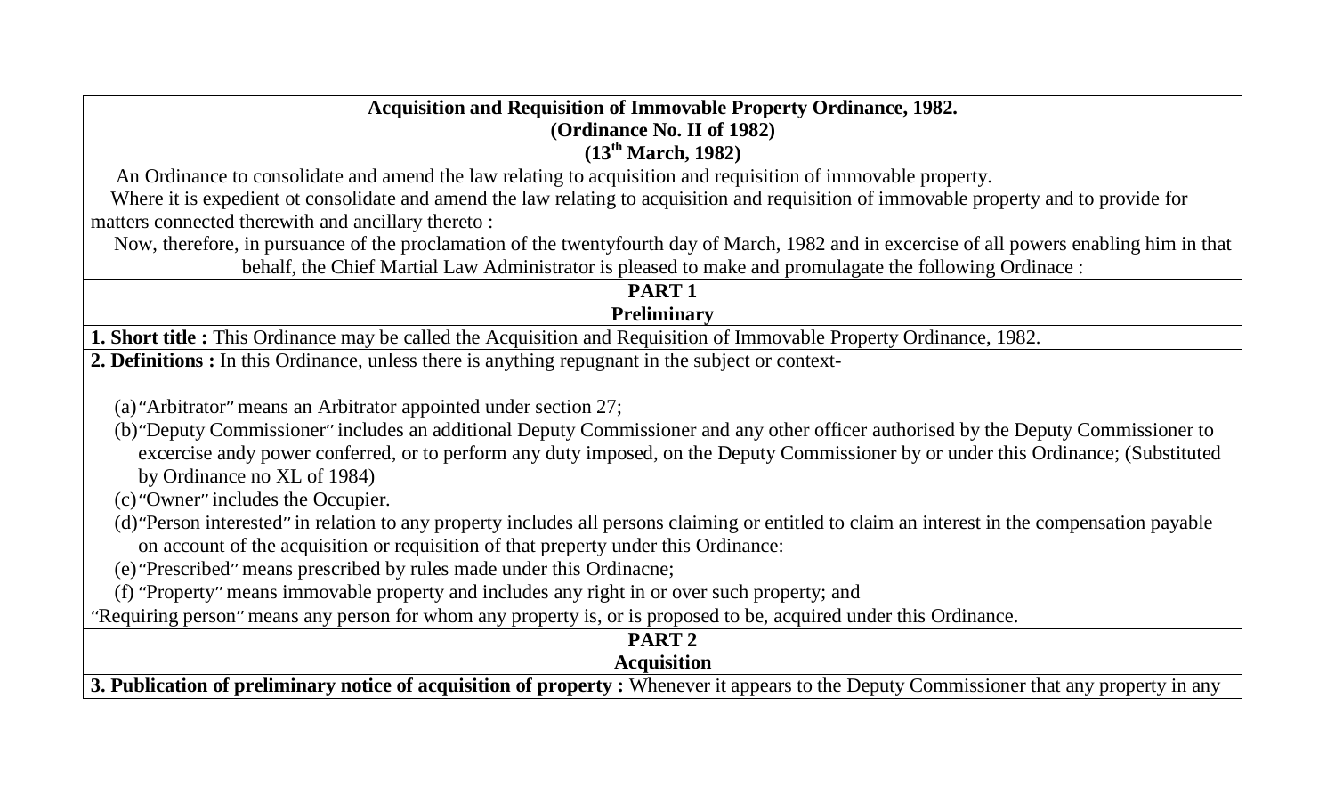**Acquisition and Requisition of Immovable Property Ordinance, 1982.**
**(Ordinance No. II of 1982)**
**(13th March, 1982)**

An Ordinance to consolidate and amend the law relating to acquisition and requisition of immovable property.

Where it is expedient ot consolidate and amend the law relating to acquisition and requisition of immovable property and to provide for matters connected therewith and ancillary thereto :

Now, therefore, in pursuance of the proclamation of the twentyfourth day of March, 1982 and in excercise of all powers enabling him in that behalf, the Chief Martial Law Administrator is pleased to make and promulagate the following Ordinace :

## PART 1
## Preliminary

**1. Short title :** This Ordinance may be called the Acquisition and Requisition of Immovable Property Ordinance, 1982.

**2. Definitions :** In this Ordinance, unless there is anything repugnant in the subject or context-

(a) "Arbitrator" means an Arbitrator appointed under section 27;

(b) "Deputy Commissioner" includes an additional Deputy Commissioner and any other officer authorised by the Deputy Commissioner to excercise andy power conferred, or to perform any duty imposed, on the Deputy Commissioner by or under this Ordinance; (Substituted by Ordinance no XL of 1984)

(c) "Owner" includes the Occupier.

(d) "Person interested" in relation to any property includes all persons claiming or entitled to claim an interest in the compensation payable on account of the acquisition or requisition of that preperty under this Ordinance:

(e) "Prescribed" means prescribed by rules made under this Ordinacne;

(f) "Property" means immovable property and includes any right in or over such property; and

"Requiring person" means any person for whom any property is, or is proposed to be, acquired under this Ordinance.

## PART 2
## Acquisition

**3. Publication of preliminary notice of acquisition of property :** Whenever it appears to the Deputy Commissioner that any property in any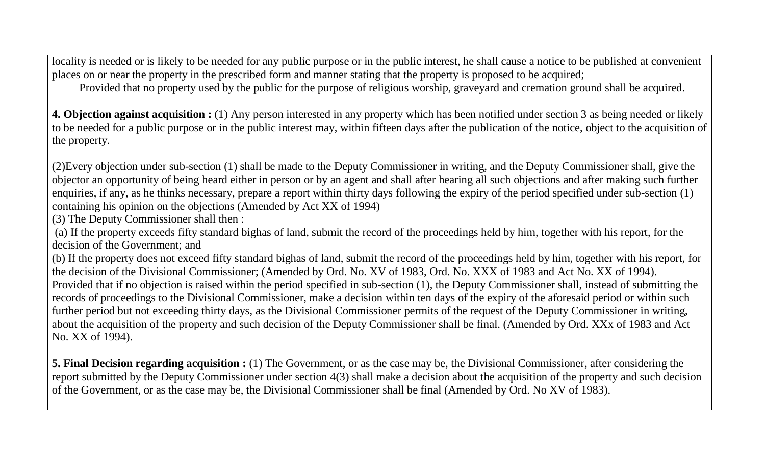locality is needed or is likely to be needed for any public purpose or in the public interest, he shall cause a notice to be published at convenient places on or near the property in the prescribed form and manner stating that the property is proposed to be acquired;

Provided that no property used by the public for the purpose of religious worship, graveyard and cremation ground shall be acquired.

**4. Objection against acquisition :** (1) Any person interested in any property which has been notified under section 3 as being needed or likely to be needed for a public purpose or in the public interest may, within fifteen days after the publication of the notice, object to the acquisition of the property.

(2)Every objection under sub-section (1) shall be made to the Deputy Commissioner in writing, and the Deputy Commissioner shall, give the objector an opportunity of being heard either in person or by an agent and shall after hearing all such objections and after making such further enquiries, if any, as he thinks necessary, prepare a report within thirty days following the expiry of the period specified under sub-section (1) containing his opinion on the objections (Amended by Act XX of 1994)

(3) The Deputy Commissioner shall then :

(a) If the property exceeds fifty standard bighas of land, submit the record of the proceedings held by him, together with his report, for the decision of the Government; and

(b) If the property does not exceed fifty standard bighas of land, submit the record of the proceedings held by him, together with his report, for the decision of the Divisional Commissioner; (Amended by Ord. No. XV of 1983, Ord. No. XXX of 1983 and Act No. XX of 1994).

Provided that if no objection is raised within the period specified in sub-section (1), the Deputy Commissioner shall, instead of submitting the records of proceedings to the Divisional Commissioner, make a decision within ten days of the expiry of the aforesaid period or within such further period but not exceeding thirty days, as the Divisional Commissioner permits of the request of the Deputy Commissioner in writing, about the acquisition of the property and such decision of the Deputy Commissioner shall be final. (Amended by Ord. XXx of 1983 and Act No. XX of 1994).

**5. Final Decision regarding acquisition :** (1) The Government, or as the case may be, the Divisional Commissioner, after considering the report submitted by the Deputy Commissioner under section 4(3) shall make a decision about the acquisition of the property and such decision of the Government, or as the case may be, the Divisional Commissioner shall be final (Amended by Ord. No XV of 1983).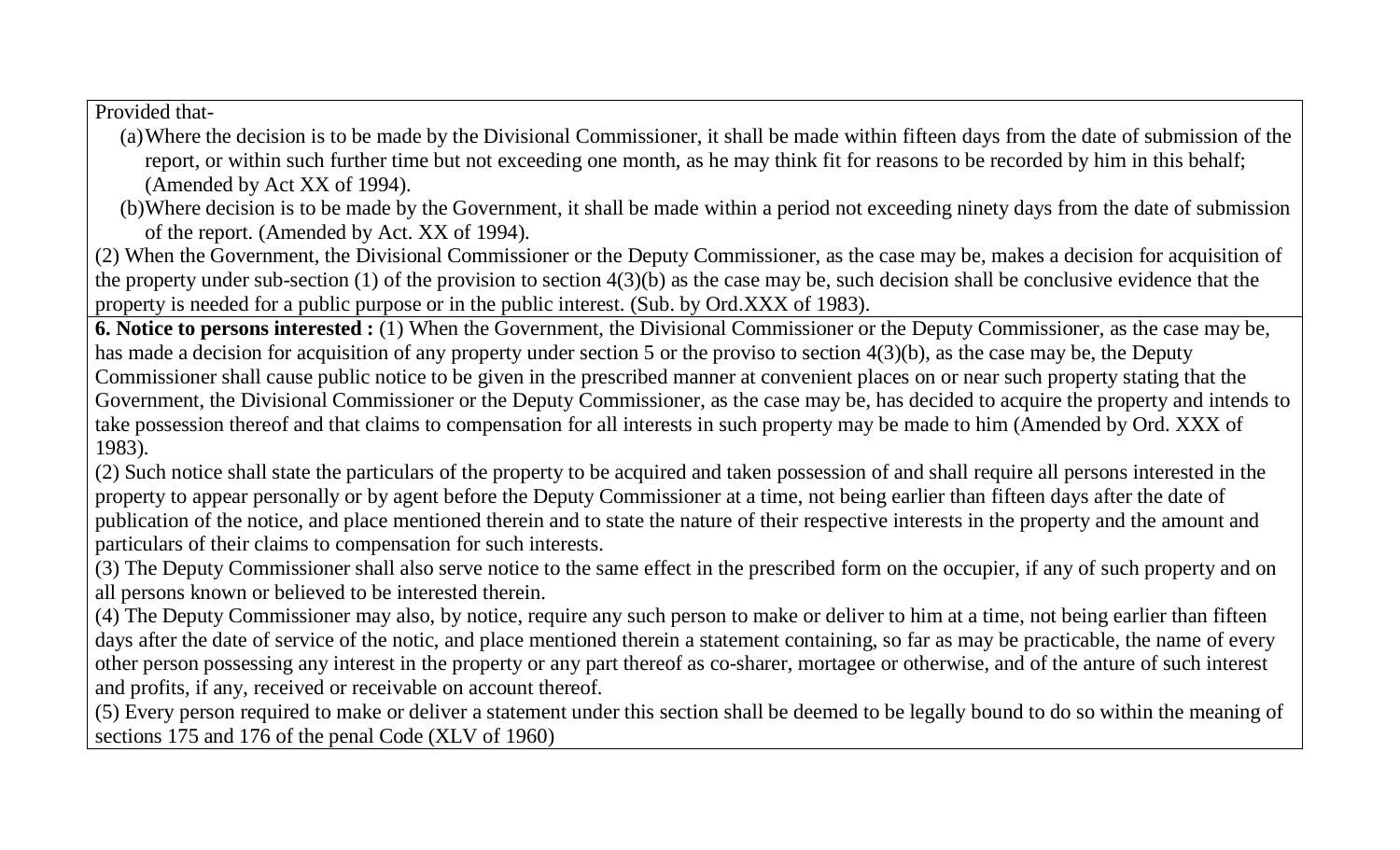Provided that-

(a) Where the decision is to be made by the Divisional Commissioner, it shall be made within fifteen days from the date of submission of the report, or within such further time but not exceeding one month, as he may think fit for reasons to be recorded by him in this behalf; (Amended by Act XX of 1994).

(b) Where decision is to be made by the Government, it shall be made within a period not exceeding ninety days from the date of submission of the report. (Amended by Act. XX of 1994).

(2) When the Government, the Divisional Commissioner or the Deputy Commissioner, as the case may be, makes a decision for acquisition of the property under sub-section (1) of the provision to section 4(3)(b) as the case may be, such decision shall be conclusive evidence that the property is needed for a public purpose or in the public interest. (Sub. by Ord.XXX of 1983).

**6. Notice to persons interested :** (1) When the Government, the Divisional Commissioner or the Deputy Commissioner, as the case may be, has made a decision for acquisition of any property under section 5 or the proviso to section 4(3)(b), as the case may be, the Deputy Commissioner shall cause public notice to be given in the prescribed manner at convenient places on or near such property stating that the Government, the Divisional Commissioner or the Deputy Commissioner, as the case may be, has decided to acquire the property and intends to take possession thereof and that claims to compensation for all interests in such property may be made to him (Amended by Ord. XXX of 1983).

(2) Such notice shall state the particulars of the property to be acquired and taken possession of and shall require all persons interested in the property to appear personally or by agent before the Deputy Commissioner at a time, not being earlier than fifteen days after the date of publication of the notice, and place mentioned therein and to state the nature of their respective interests in the property and the amount and particulars of their claims to compensation for such interests.

(3) The Deputy Commissioner shall also serve notice to the same effect in the prescribed form on the occupier, if any of such property and on all persons known or believed to be interested therein.

(4) The Deputy Commissioner may also, by notice, require any such person to make or deliver to him at a time, not being earlier than fifteen days after the date of service of the notic, and place mentioned therein a statement containing, so far as may be practicable, the name of every other person possessing any interest in the property or any part thereof as co-sharer, mortagee or otherwise, and of the anture of such interest and profits, if any, received or receivable on account thereof.

(5) Every person required to make or deliver a statement under this section shall be deemed to be legally bound to do so within the meaning of sections 175 and 176 of the penal Code (XLV of 1960)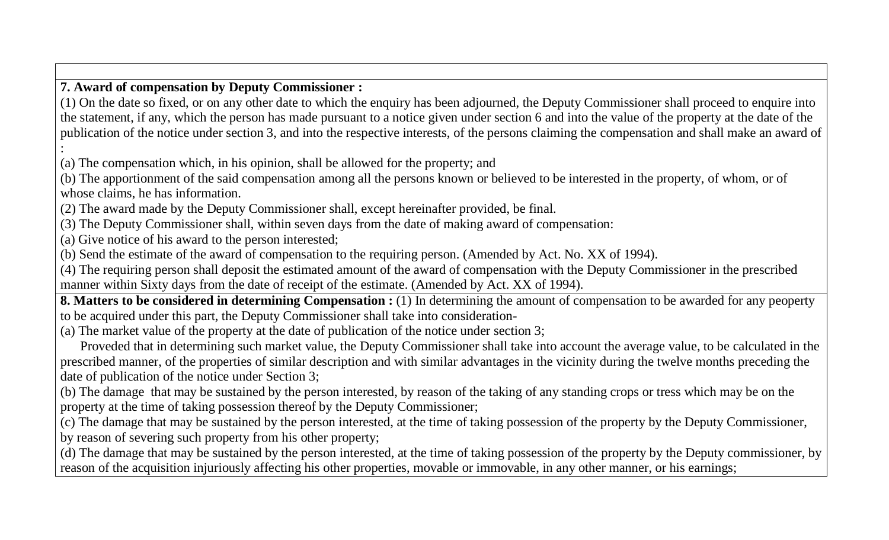**7. Award of compensation by Deputy Commissioner :**

(1) On the date so fixed, or on any other date to which the enquiry has been adjourned, the Deputy Commissioner shall proceed to enquire into the statement, if any, which the person has made pursuant to a notice given under section 6 and into the value of the property at the date of the publication of the notice under section 3, and into the respective interests, of the persons claiming the compensation and shall make an award of :

(a) The compensation which, in his opinion, shall be allowed for the property; and

(b) The apportionment of the said compensation among all the persons known or believed to be interested in the property, of whom, or of whose claims, he has information.

(2) The award made by the Deputy Commissioner shall, except hereinafter provided, be final.

(3) The Deputy Commissioner shall, within seven days from the date of making award of compensation:

(a) Give notice of his award to the person interested;

(b) Send the estimate of the award of compensation to the requiring person. (Amended by Act. No. XX of 1994).

(4) The requiring person shall deposit the estimated amount of the award of compensation with the Deputy Commissioner in the prescribed manner within Sixty days from the date of receipt of the estimate. (Amended by Act. XX of 1994).

**8. Matters to be considered in determining Compensation :** (1) In determining the amount of compensation to be awarded for any peoperty to be acquired under this part, the Deputy Commissioner shall take into consideration-

(a) The market value of the property at the date of publication of the notice under section 3;

Proveded that in determining such market value, the Deputy Commissioner shall take into account the average value, to be calculated in the prescribed manner, of the properties of similar description and with similar advantages in the vicinity during the twelve months preceding the date of publication of the notice under Section 3;

(b) The damage that may be sustained by the person interested, by reason of the taking of any standing crops or tress which may be on the property at the time of taking possession thereof by the Deputy Commissioner;

(c) The damage that may be sustained by the person interested, at the time of taking possession of the property by the Deputy Commissioner, by reason of severing such property from his other property;

(d) The damage that may be sustained by the person interested, at the time of taking possession of the property by the Deputy commissioner, by reason of the acquisition injuriously affecting his other properties, movable or immovable, in any other manner, or his earnings;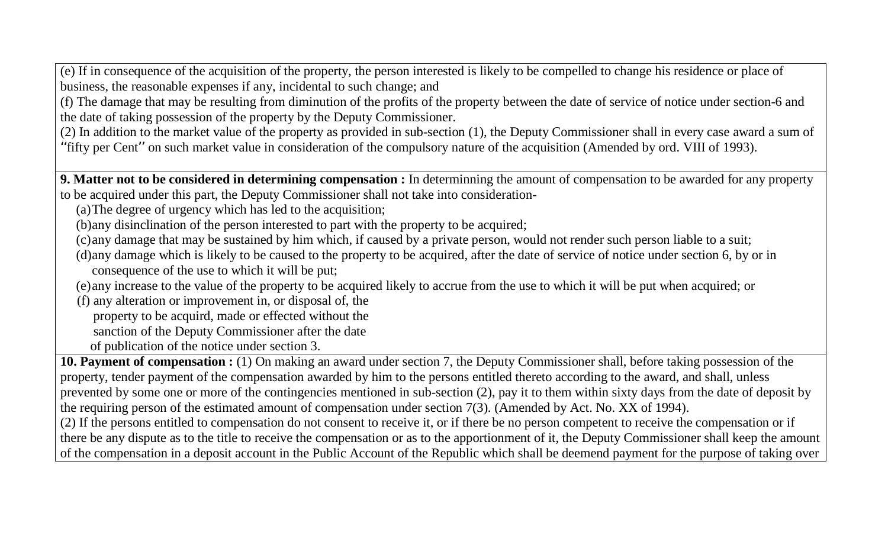(e) If in consequence of the acquisition of the property, the person interested is likely to be compelled to change his residence or place of business, the reasonable expenses if any, incidental to such change; and

(f) The damage that may be resulting from diminution of the profits of the property between the date of service of notice under section-6 and the date of taking possession of the property by the Deputy Commissioner.

(2) In addition to the market value of the property as provided in sub-section (1), the Deputy Commissioner shall in every case award a sum of "fifty per Cent" on such market value in consideration of the compulsory nature of the acquisition (Amended by ord. VIII of 1993).

**9. Matter not to be considered in determining compensation :** In determinning the amount of compensation to be awarded for any property to be acquired under this part, the Deputy Commissioner shall not take into consideration-

(a) The degree of urgency which has led to the acquisition;

(b) any disinclination of the person interested to part with the property to be acquired;

(c) any damage that may be sustained by him which, if caused by a private person, would not render such person liable to a suit;

(d) any damage which is likely to be caused to the property to be acquired, after the date of service of notice under section 6, by or in consequence of the use to which it will be put;

(e) any increase to the value of the property to be acquired likely to accrue from the use to which it will be put when acquired; or

(f) any alteration or improvement in, or disposal of, the property to be acquird, made or effected without the sanction of the Deputy Commissioner after the date of publication of the notice under section 3.

**10. Payment of compensation :** (1) On making an award under section 7, the Deputy Commissioner shall, before taking possession of the property, tender payment of the compensation awarded by him to the persons entitled thereto according to the award, and shall, unless prevented by some one or more of the contingencies mentioned in sub-section (2), pay it to them within sixty days from the date of deposit by the requiring person of the estimated amount of compensation under section 7(3). (Amended by Act. No. XX of 1994).

(2) If the persons entitled to compensation do not consent to receive it, or if there be no person competent to receive the compensation or if there be any dispute as to the title to receive the compensation or as to the apportionment of it, the Deputy Commissioner shall keep the amount of the compensation in a deposit account in the Public Account of the Republic which shall be deemend payment for the purpose of taking over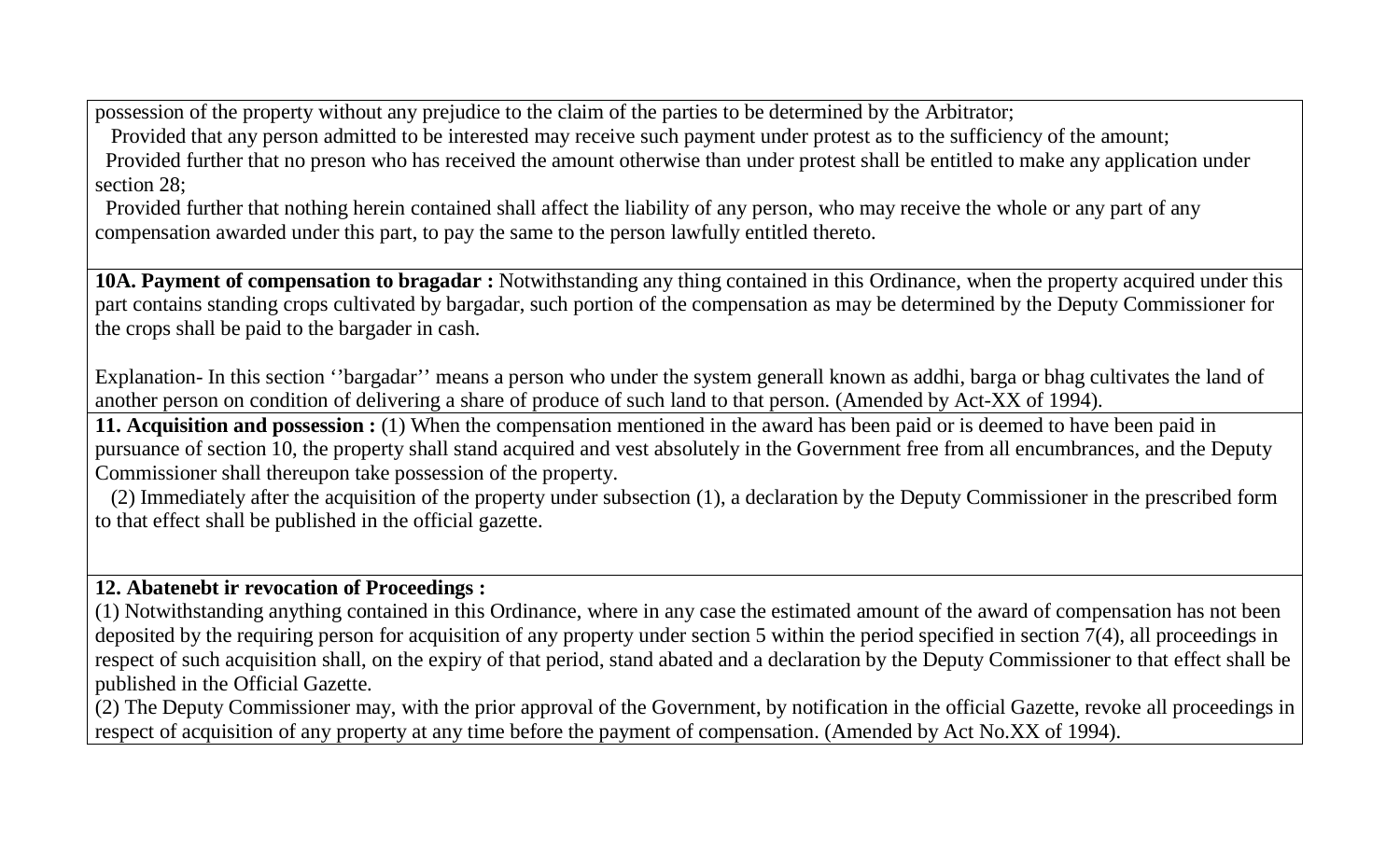possession of the property without any prejudice to the claim of the parties to be determined by the Arbitrator;

Provided that any person admitted to be interested may receive such payment under protest as to the sufficiency of the amount;

Provided further that no preson who has received the amount otherwise than under protest shall be entitled to make any application under section 28;

Provided further that nothing herein contained shall affect the liability of any person, who may receive the whole or any part of any compensation awarded under this part, to pay the same to the person lawfully entitled thereto.

**10A. Payment of compensation to bragadar :** Notwithstanding any thing contained in this Ordinance, when the property acquired under this part contains standing crops cultivated by bargadar, such portion of the compensation as may be determined by the Deputy Commissioner for the crops shall be paid to the bargader in cash.

Explanation- In this section ''bargadar'' means a person who under the system generall known as addhi, barga or bhag cultivates the land of another person on condition of delivering a share of produce of such land to that person. (Amended by Act-XX of 1994).

**11. Acquisition and possession :** (1) When the compensation mentioned in the award has been paid or is deemed to have been paid in pursuance of section 10, the property shall stand acquired and vest absolutely in the Government free from all encumbrances, and the Deputy Commissioner shall thereupon take possession of the property.

(2) Immediately after the acquisition of the property under subsection (1), a declaration by the Deputy Commissioner in the prescribed form to that effect shall be published in the official gazette.

**12. Abatenebt ir revocation of Proceedings :**

(1) Notwithstanding anything contained in this Ordinance, where in any case the estimated amount of the award of compensation has not been deposited by the requiring person for acquisition of any property under section 5 within the period specified in section 7(4), all proceedings in respect of such acquisition shall, on the expiry of that period, stand abated and a declaration by the Deputy Commissioner to that effect shall be published in the Official Gazette.

(2) The Deputy Commissioner may, with the prior approval of the Government, by notification in the official Gazette, revoke all proceedings in respect of acquisition of any property at any time before the payment of compensation. (Amended by Act No.XX of 1994).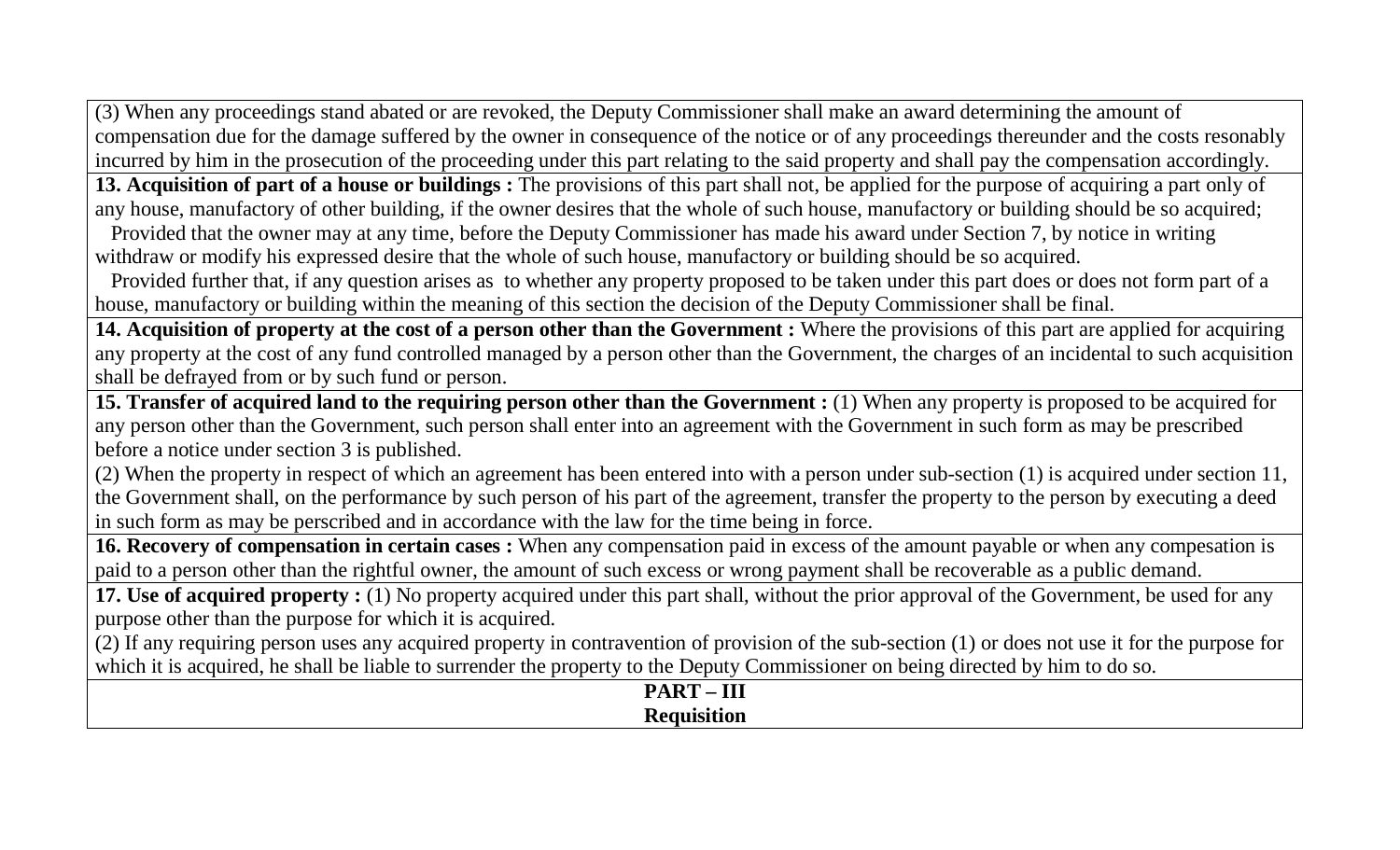(3) When any proceedings stand abated or are revoked, the Deputy Commissioner shall make an award determining the amount of compensation due for the damage suffered by the owner in consequence of the notice or of any proceedings thereunder and the costs resonably incurred by him in the prosecution of the proceeding under this part relating to the said property and shall pay the compensation accordingly.

**13. Acquisition of part of a house or buildings :** The provisions of this part shall not, be applied for the purpose of acquiring a part only of any house, manufactory of other building, if the owner desires that the whole of such house, manufactory or building should be so acquired;

Provided that the owner may at any time, before the Deputy Commissioner has made his award under Section 7, by notice in writing withdraw or modify his expressed desire that the whole of such house, manufactory or building should be so acquired.

Provided further that, if any question arises as to whether any property proposed to be taken under this part does or does not form part of a house, manufactory or building within the meaning of this section the decision of the Deputy Commissioner shall be final.

**14. Acquisition of property at the cost of a person other than the Government :** Where the provisions of this part are applied for acquiring any property at the cost of any fund controlled managed by a person other than the Government, the charges of an incidental to such acquisition shall be defrayed from or by such fund or person.

**15. Transfer of acquired land to the requiring person other than the Government :** (1) When any property is proposed to be acquired for any person other than the Government, such person shall enter into an agreement with the Government in such form as may be prescribed before a notice under section 3 is published.

(2) When the property in respect of which an agreement has been entered into with a person under sub-section (1) is acquired under section 11, the Government shall, on the performance by such person of his part of the agreement, transfer the property to the person by executing a deed in such form as may be perscribed and in accordance with the law for the time being in force.

**16. Recovery of compensation in certain cases :** When any compensation paid in excess of the amount payable or when any compesation is paid to a person other than the rightful owner, the amount of such excess or wrong payment shall be recoverable as a public demand.

**17. Use of acquired property :** (1) No property acquired under this part shall, without the prior approval of the Government, be used for any purpose other than the purpose for which it is acquired.

(2) If any requiring person uses any acquired property in contravention of provision of the sub-section (1) or does not use it for the purpose for which it is acquired, he shall be liable to surrender the property to the Deputy Commissioner on being directed by him to do so.

## PART – III
## Requisition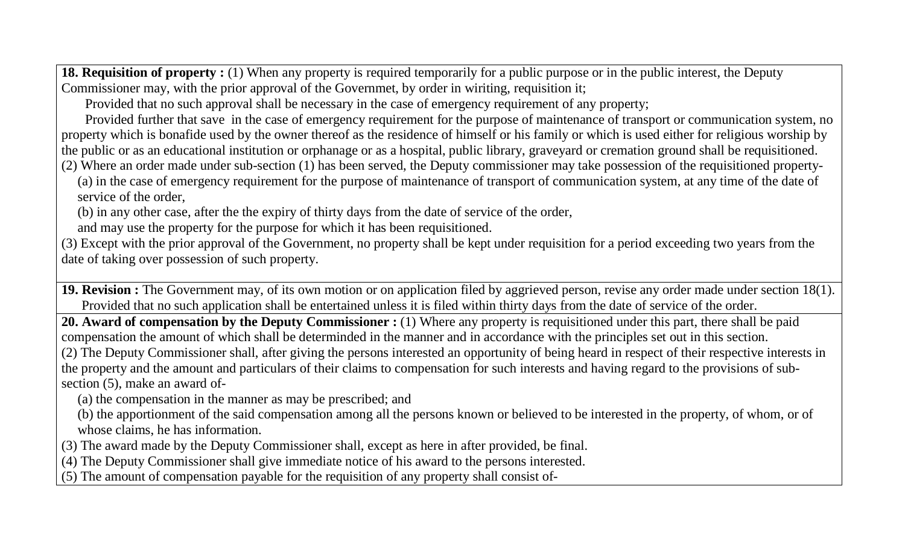**18. Requisition of property :** (1) When any property is required temporarily for a public purpose or in the public interest, the Deputy Commissioner may, with the prior approval of the Governmet, by order in wiriting, requisition it;

Provided that no such approval shall be necessary in the case of emergency requirement of any property;

Provided further that save in the case of emergency requirement for the purpose of maintenance of transport or communication system, no property which is bonafide used by the owner thereof as the residence of himself or his family or which is used either for religious worship by the public or as an educational institution or orphanage or as a hospital, public library, graveyard or cremation ground shall be requisitioned.

(2) Where an order made under sub-section (1) has been served, the Deputy commissioner may take possession of the requisitioned property-

(a) in the case of emergency requirement for the purpose of maintenance of transport of communication system, at any time of the date of service of the order,

(b) in any other case, after the the expiry of thirty days from the date of service of the order,

and may use the property for the purpose for which it has been requisitioned.

(3) Except with the prior approval of the Government, no property shall be kept under requisition for a period exceeding two years from the date of taking over possession of such property.

**19. Revision :** The Government may, of its own motion or on application filed by aggrieved person, revise any order made under section 18(1).

Provided that no such application shall be entertained unless it is filed within thirty days from the date of service of the order.

**20. Award of compensation by the Deputy Commissioner :** (1) Where any property is requisitioned under this part, there shall be paid compensation the amount of which shall be determinded in the manner and in accordance with the principles set out in this section.

(2) The Deputy Commissioner shall, after giving the persons interested an opportunity of being heard in respect of their respective interests in the property and the amount and particulars of their claims to compensation for such interests and having regard to the provisions of sub-section (5), make an award of-

(a) the compensation in the manner as may be prescribed; and

(b) the apportionment of the said compensation among all the persons known or believed to be interested in the property, of whom, or of whose claims, he has information.

(3) The award made by the Deputy Commissioner shall, except as here in after provided, be final.

(4) The Deputy Commissioner shall give immediate notice of his award to the persons interested.

(5) The amount of compensation payable for the requisition of any property shall consist of-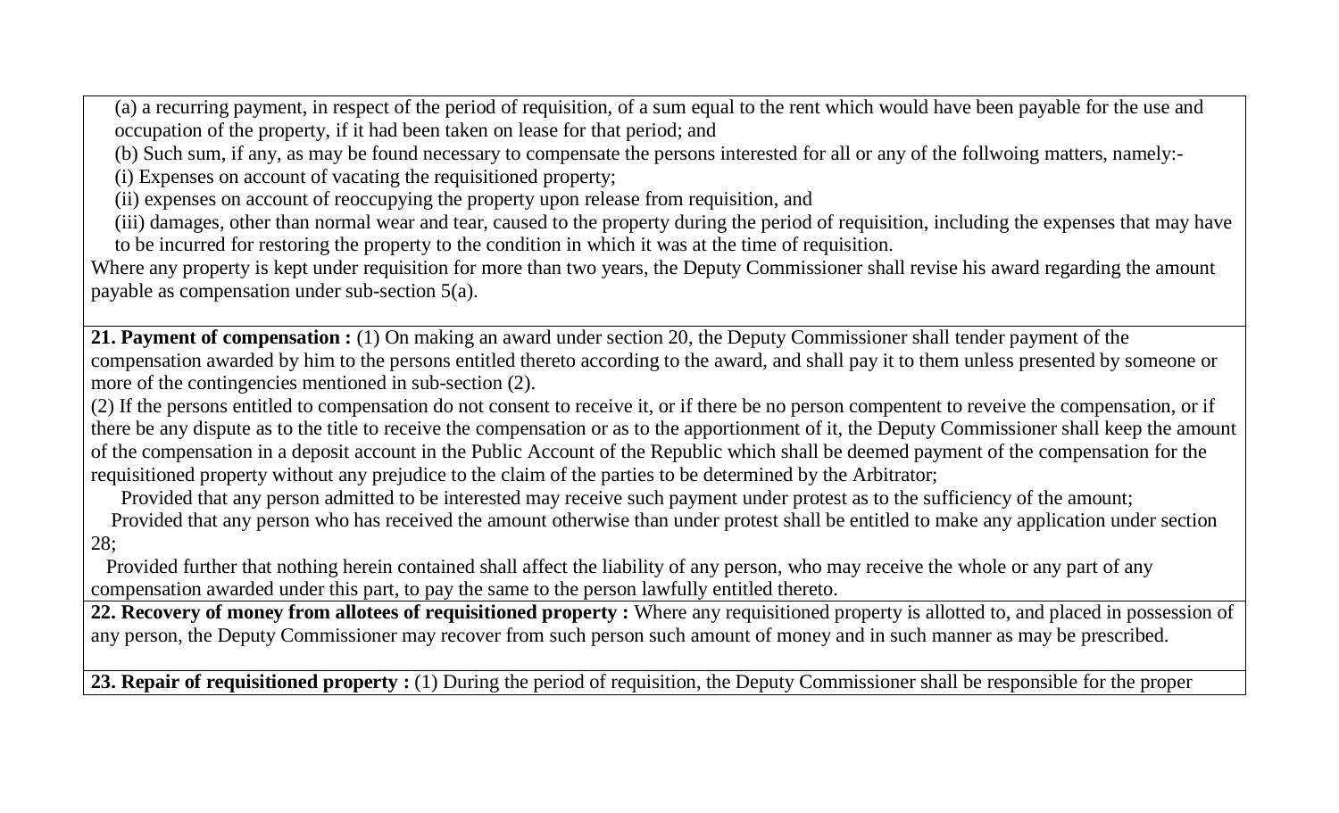(a) a recurring payment, in respect of the period of requisition, of a sum equal to the rent which would have been payable for the use and occupation of the property, if it had been taken on lease for that period; and

(b) Such sum, if any, as may be found necessary to compensate the persons interested for all or any of the follwoing matters, namely:-

(i) Expenses on account of vacating the requisitioned property;

(ii) expenses on account of reoccupying the property upon release from requisition, and

(iii) damages, other than normal wear and tear, caused to the property during the period of requisition, including the expenses that may have to be incurred for restoring the property to the condition in which it was at the time of requisition.

Where any property is kept under requisition for more than two years, the Deputy Commissioner shall revise his award regarding the amount payable as compensation under sub-section 5(a).

**21. Payment of compensation :** (1) On making an award under section 20, the Deputy Commissioner shall tender payment of the compensation awarded by him to the persons entitled thereto according to the award, and shall pay it to them unless presented by someone or more of the contingencies mentioned in sub-section (2).

(2) If the persons entitled to compensation do not consent to receive it, or if there be no person compentent to reveive the compensation, or if there be any dispute as to the title to receive the compensation or as to the apportionment of it, the Deputy Commissioner shall keep the amount of the compensation in a deposit account in the Public Account of the Republic which shall be deemed payment of the compensation for the requisitioned property without any prejudice to the claim of the parties to be determined by the Arbitrator;

Provided that any person admitted to be interested may receive such payment under protest as to the sufficiency of the amount;

Provided that any person who has received the amount otherwise than under protest shall be entitled to make any application under section 28;

Provided further that nothing herein contained shall affect the liability of any person, who may receive the whole or any part of any compensation awarded under this part, to pay the same to the person lawfully entitled thereto.

**22. Recovery of money from allotees of requisitioned property :** Where any requisitioned property is allotted to, and placed in possession of any person, the Deputy Commissioner may recover from such person such amount of money and in such manner as may be prescribed.

**23. Repair of requisitioned property :** (1) During the period of requisition, the Deputy Commissioner shall be responsible for the proper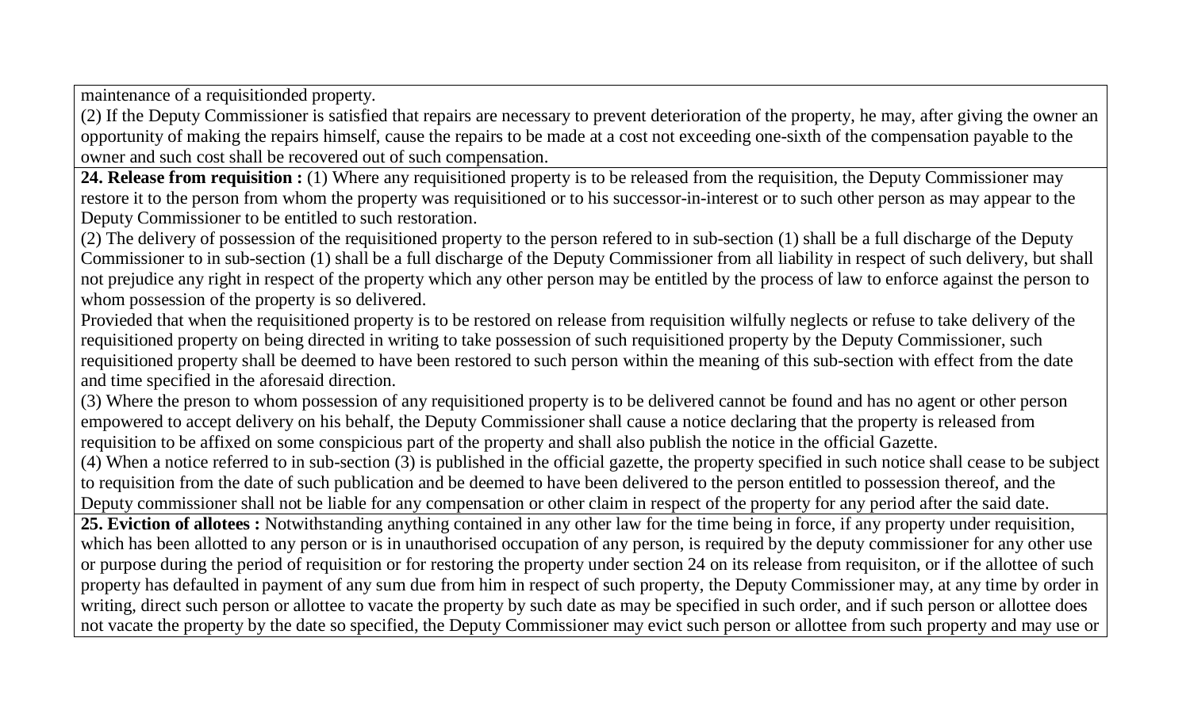maintenance of a requisitionded property.

(2) If the Deputy Commissioner is satisfied that repairs are necessary to prevent deterioration of the property, he may, after giving the owner an opportunity of making the repairs himself, cause the repairs to be made at a cost not exceeding one-sixth of the compensation payable to the owner and such cost shall be recovered out of such compensation.

**24. Release from requisition :** (1) Where any requisitioned property is to be released from the requisition, the Deputy Commissioner may restore it to the person from whom the property was requisitioned or to his successor-in-interest or to such other person as may appear to the Deputy Commissioner to be entitled to such restoration.

(2) The delivery of possession of the requisitioned property to the person refered to in sub-section (1) shall be a full discharge of the Deputy Commissioner to in sub-section (1) shall be a full discharge of the Deputy Commissioner from all liability in respect of such delivery, but shall not prejudice any right in respect of the property which any other person may be entitled by the process of law to enforce against the person to whom possession of the property is so delivered.

Provieded that when the requisitioned property is to be restored on release from requisition wilfully neglects or refuse to take delivery of the requisitioned property on being directed in writing to take possession of such requisitioned property by the Deputy Commissioner, such requisitioned property shall be deemed to have been restored to such person within the meaning of this sub-section with effect from the date and time specified in the aforesaid direction.

(3) Where the preson to whom possession of any requisitioned property is to be delivered cannot be found and has no agent or other person empowered to accept delivery on his behalf, the Deputy Commissioner shall cause a notice declaring that the property is released from requisition to be affixed on some conspicious part of the property and shall also publish the notice in the official Gazette.

(4) When a notice referred to in sub-section (3) is published in the official gazette, the property specified in such notice shall cease to be subject to requisition from the date of such publication and be deemed to have been delivered to the person entitled to possession thereof, and the Deputy commissioner shall not be liable for any compensation or other claim in respect of the property for any period after the said date.

**25. Eviction of allotees :** Notwithstanding anything contained in any other law for the time being in force, if any property under requisition, which has been allotted to any person or is in unauthorised occupation of any person, is required by the deputy commissioner for any other use or purpose during the period of requisition or for restoring the property under section 24 on its release from requisiton, or if the allottee of such property has defaulted in payment of any sum due from him in respect of such property, the Deputy Commissioner may, at any time by order in writing, direct such person or allottee to vacate the property by such date as may be specified in such order, and if such person or allottee does not vacate the property by the date so specified, the Deputy Commissioner may evict such person or allottee from such property and may use or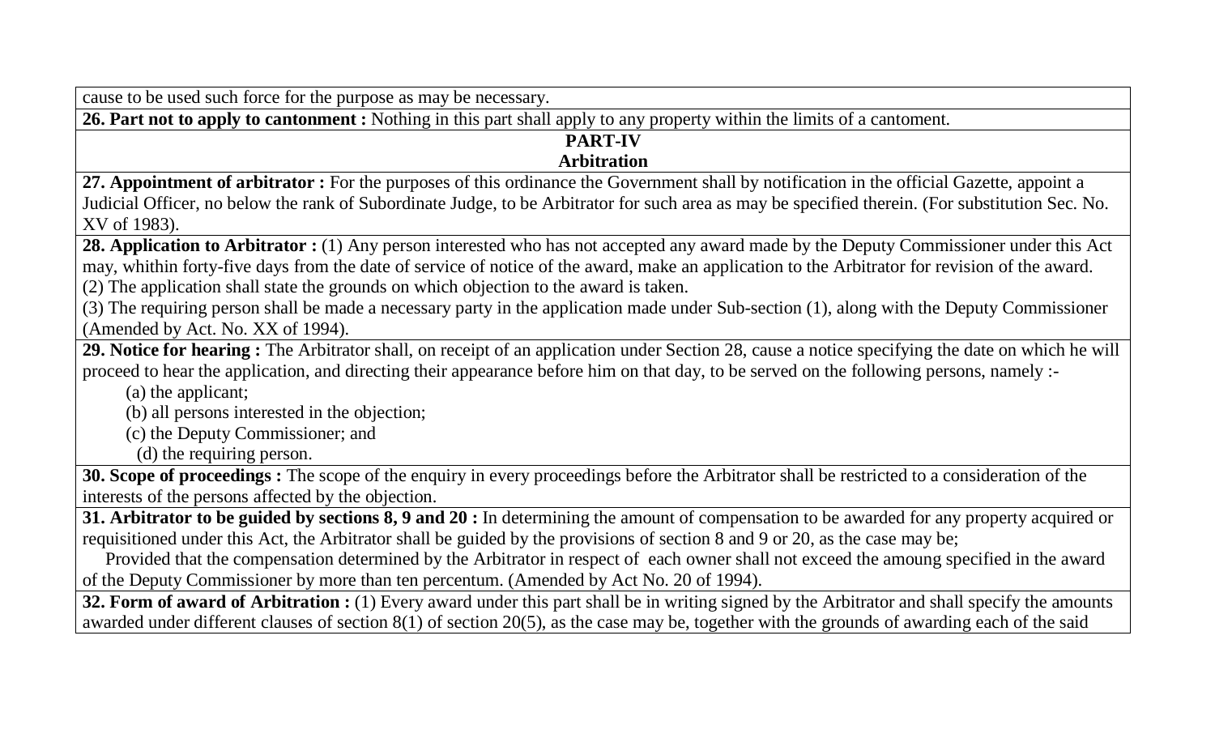cause to be used such force for the purpose as may be necessary.

**26. Part not to apply to cantonment :** Nothing in this part shall apply to any property within the limits of a cantoment.

## PART-IV
## Arbitration

**27. Appointment of arbitrator :** For the purposes of this ordinance the Government shall by notification in the official Gazette, appoint a Judicial Officer, no below the rank of Subordinate Judge, to be Arbitrator for such area as may be specified therein. (For substitution Sec. No. XV of 1983).

**28. Application to Arbitrator :** (1) Any person interested who has not accepted any award made by the Deputy Commissioner under this Act may, whithin forty-five days from the date of service of notice of the award, make an application to the Arbitrator for revision of the award.

(2) The application shall state the grounds on which objection to the award is taken.

(3) The requiring person shall be made a necessary party in the application made under Sub-section (1), along with the Deputy Commissioner (Amended by Act. No. XX of 1994).

**29. Notice for hearing :** The Arbitrator shall, on receipt of an application under Section 28, cause a notice specifying the date on which he will proceed to hear the application, and directing their appearance before him on that day, to be served on the following persons, namely :-

(a) the applicant;

(b) all persons interested in the objection;

(c) the Deputy Commissioner; and

(d) the requiring person.

**30. Scope of proceedings :** The scope of the enquiry in every proceedings before the Arbitrator shall be restricted to a consideration of the interests of the persons affected by the objection.

**31. Arbitrator to be guided by sections 8, 9 and 20 :** In determining the amount of compensation to be awarded for any property acquired or requisitioned under this Act, the Arbitrator shall be guided by the provisions of section 8 and 9 or 20, as the case may be;

Provided that the compensation determined by the Arbitrator in respect of each owner shall not exceed the amoung specified in the award of the Deputy Commissioner by more than ten percentum. (Amended by Act No. 20 of 1994).

**32. Form of award of Arbitration :** (1) Every award under this part shall be in writing signed by the Arbitrator and shall specify the amounts awarded under different clauses of section 8(1) of section 20(5), as the case may be, together with the grounds of awarding each of the said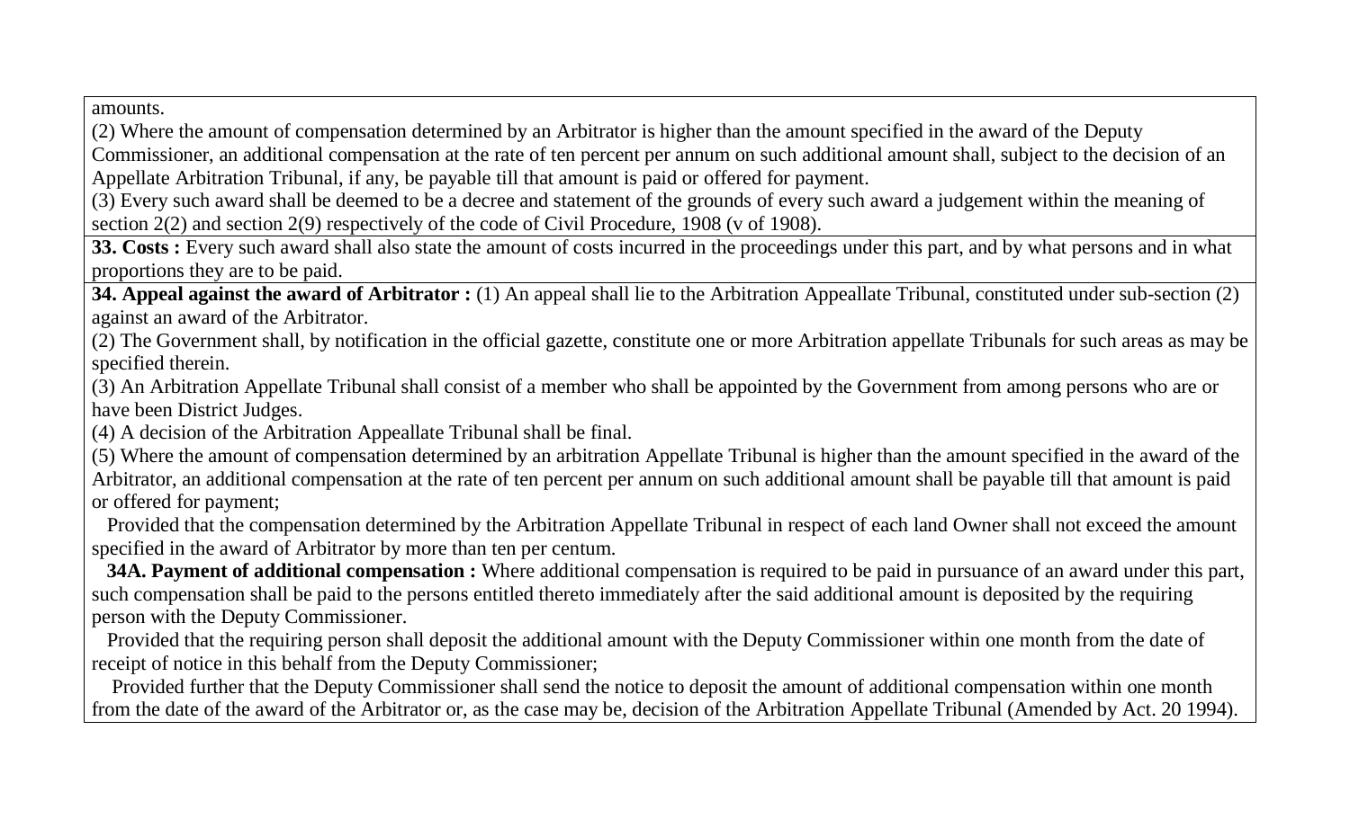amounts.

(2) Where the amount of compensation determined by an Arbitrator is higher than the amount specified in the award of the Deputy Commissioner, an additional compensation at the rate of ten percent per annum on such additional amount shall, subject to the decision of an Appellate Arbitration Tribunal, if any, be payable till that amount is paid or offered for payment.

(3) Every such award shall be deemed to be a decree and statement of the grounds of every such award a judgement within the meaning of section 2(2) and section 2(9) respectively of the code of Civil Procedure, 1908 (v of 1908).

**33. Costs :** Every such award shall also state the amount of costs incurred in the proceedings under this part, and by what persons and in what proportions they are to be paid.

**34. Appeal against the award of Arbitrator :** (1) An appeal shall lie to the Arbitration Appeallate Tribunal, constituted under sub-section (2) against an award of the Arbitrator.

(2) The Government shall, by notification in the official gazette, constitute one or more Arbitration appellate Tribunals for such areas as may be specified therein.

(3) An Arbitration Appellate Tribunal shall consist of a member who shall be appointed by the Government from among persons who are or have been District Judges.

(4) A decision of the Arbitration Appeallate Tribunal shall be final.

(5) Where the amount of compensation determined by an arbitration Appellate Tribunal is higher than the amount specified in the award of the Arbitrator, an additional compensation at the rate of ten percent per annum on such additional amount shall be payable till that amount is paid or offered for payment;

Provided that the compensation determined by the Arbitration Appellate Tribunal in respect of each land Owner shall not exceed the amount specified in the award of Arbitrator by more than ten per centum.

**34A. Payment of additional compensation :** Where additional compensation is required to be paid in pursuance of an award under this part, such compensation shall be paid to the persons entitled thereto immediately after the said additional amount is deposited by the requiring person with the Deputy Commissioner.

Provided that the requiring person shall deposit the additional amount with the Deputy Commissioner within one month from the date of receipt of notice in this behalf from the Deputy Commissioner;

Provided further that the Deputy Commissioner shall send the notice to deposit the amount of additional compensation within one month from the date of the award of the Arbitrator or, as the case may be, decision of the Arbitration Appellate Tribunal (Amended by Act. 20 1994).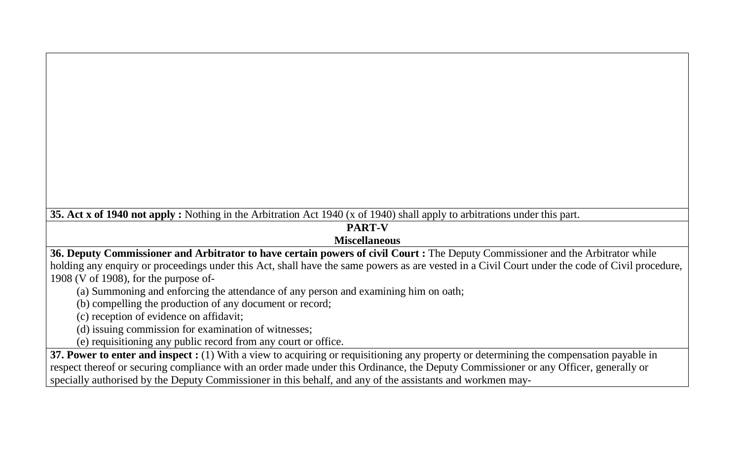**35. Act x of 1940 not apply :** Nothing in the Arbitration Act 1940 (x of 1940) shall apply to arbitrations under this part.

## PART-V

## Miscellaneous

**36. Deputy Commissioner and Arbitrator to have certain powers of civil Court :** The Deputy Commissioner and the Arbitrator while holding any enquiry or proceedings under this Act, shall have the same powers as are vested in a Civil Court under the code of Civil procedure, 1908 (V of 1908), for the purpose of-

(a) Summoning and enforcing the attendance of any person and examining him on oath;

(b) compelling the production of any document or record;

(c) reception of evidence on affidavit;

(d) issuing commission for examination of witnesses;

(e) requisitioning any public record from any court or office.

**37. Power to enter and inspect :** (1) With a view to acquiring or requisitioning any property or determining the compensation payable in respect thereof or securing compliance with an order made under this Ordinance, the Deputy Commissioner or any Officer, generally or specially authorised by the Deputy Commissioner in this behalf, and any of the assistants and workmen may-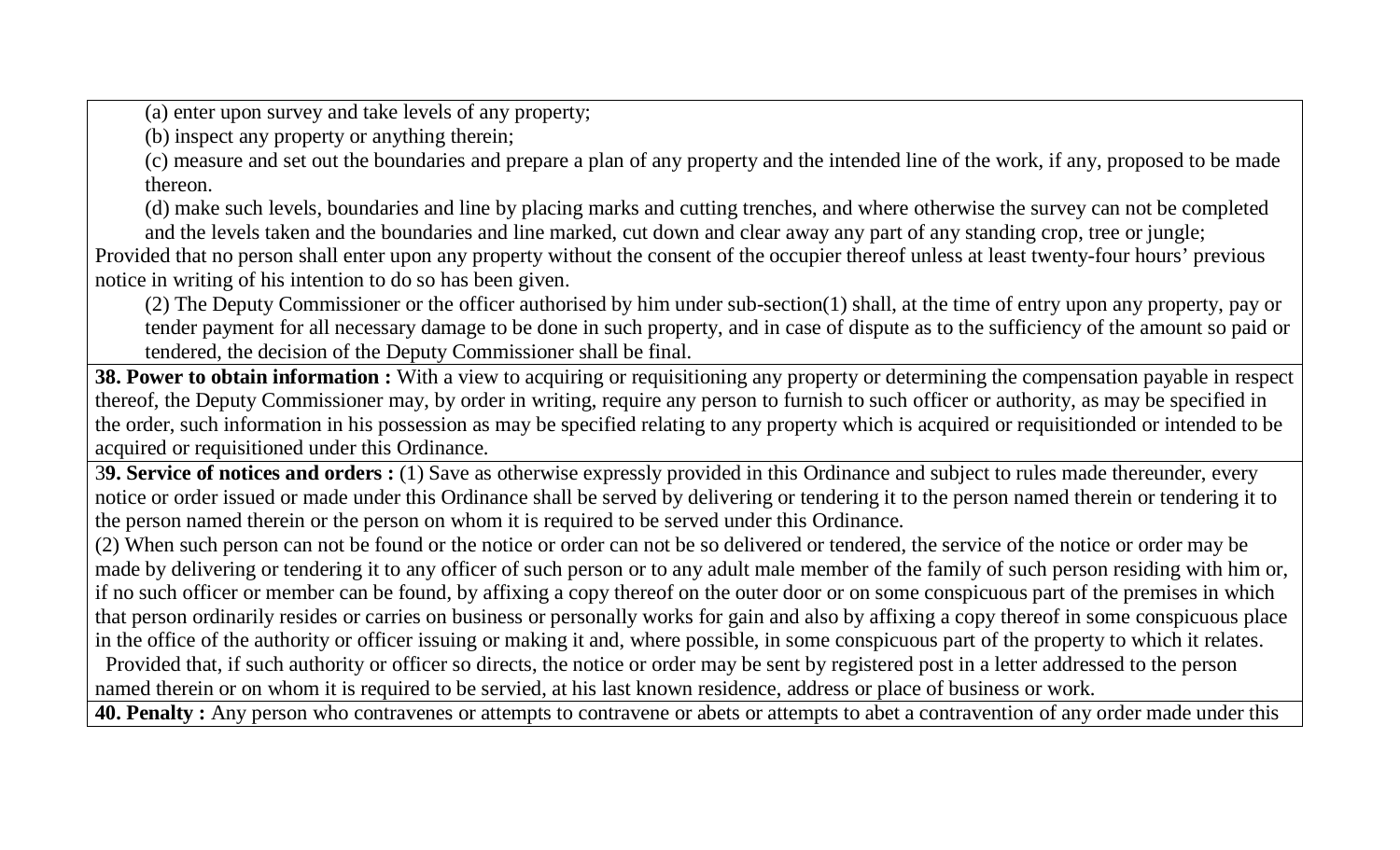(a) enter upon survey and take levels of any property;

(b) inspect any property or anything therein;

(c) measure and set out the boundaries and prepare a plan of any property and the intended line of the work, if any, proposed to be made thereon.

(d) make such levels, boundaries and line by placing marks and cutting trenches, and where otherwise the survey can not be completed and the levels taken and the boundaries and line marked, cut down and clear away any part of any standing crop, tree or jungle;

Provided that no person shall enter upon any property without the consent of the occupier thereof unless at least twenty-four hours' previous notice in writing of his intention to do so has been given.

(2) The Deputy Commissioner or the officer authorised by him under sub-section(1) shall, at the time of entry upon any property, pay or tender payment for all necessary damage to be done in such property, and in case of dispute as to the sufficiency of the amount so paid or tendered, the decision of the Deputy Commissioner shall be final.

**38. Power to obtain information :** With a view to acquiring or requisitioning any property or determining the compensation payable in respect thereof, the Deputy Commissioner may, by order in writing, require any person to furnish to such officer or authority, as may be specified in the order, such information in his possession as may be specified relating to any property which is acquired or requisitionded or intended to be acquired or requisitioned under this Ordinance.

3**9. Service of notices and orders :** (1) Save as otherwise expressly provided in this Ordinance and subject to rules made thereunder, every notice or order issued or made under this Ordinance shall be served by delivering or tendering it to the person named therein or tendering it to the person named therein or the person on whom it is required to be served under this Ordinance.

(2) When such person can not be found or the notice or order can not be so delivered or tendered, the service of the notice or order may be made by delivering or tendering it to any officer of such person or to any adult male member of the family of such person residing with him or, if no such officer or member can be found, by affixing a copy thereof on the outer door or on some conspicuous part of the premises in which that person ordinarily resides or carries on business or personally works for gain and also by affixing a copy thereof in some conspicuous place in the office of the authority or officer issuing or making it and, where possible, in some conspicuous part of the property to which it relates.

Provided that, if such authority or officer so directs, the notice or order may be sent by registered post in a letter addressed to the person named therein or on whom it is required to be servied, at his last known residence, address or place of business or work.

**40. Penalty :** Any person who contravenes or attempts to contravene or abets or attempts to abet a contravention of any order made under this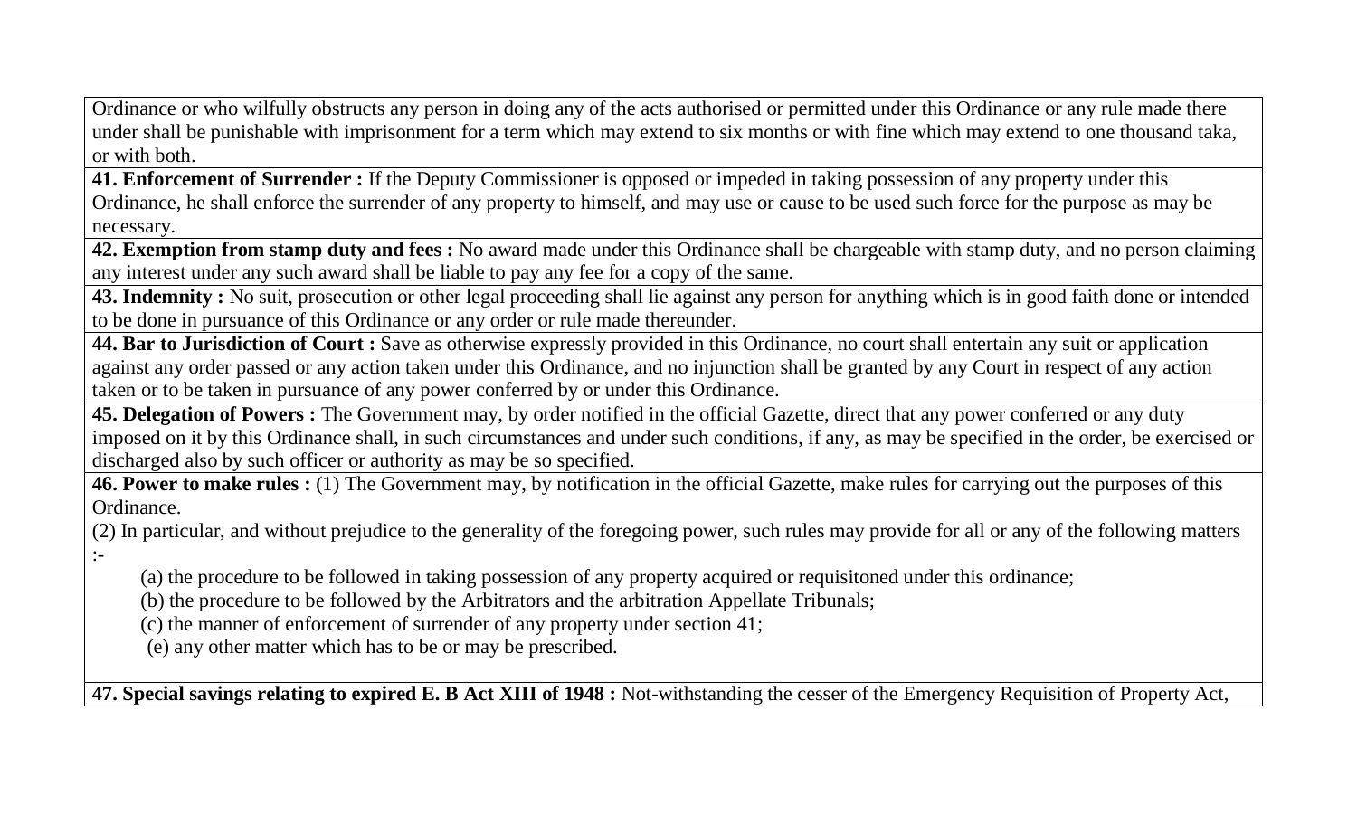Ordinance or who wilfully obstructs any person in doing any of the acts authorised or permitted under this Ordinance or any rule made there under shall be punishable with imprisonment for a term which may extend to six months or with fine which may extend to one thousand taka, or with both.

**41. Enforcement of Surrender :** If the Deputy Commissioner is opposed or impeded in taking possession of any property under this Ordinance, he shall enforce the surrender of any property to himself, and may use or cause to be used such force for the purpose as may be necessary.

**42. Exemption from stamp duty and fees :** No award made under this Ordinance shall be chargeable with stamp duty, and no person claiming any interest under any such award shall be liable to pay any fee for a copy of the same.

**43. Indemnity :** No suit, prosecution or other legal proceeding shall lie against any person for anything which is in good faith done or intended to be done in pursuance of this Ordinance or any order or rule made thereunder.

**44. Bar to Jurisdiction of Court :** Save as otherwise expressly provided in this Ordinance, no court shall entertain any suit or application against any order passed or any action taken under this Ordinance, and no injunction shall be granted by any Court in respect of any action taken or to be taken in pursuance of any power conferred by or under this Ordinance.

**45. Delegation of Powers :** The Government may, by order notified in the official Gazette, direct that any power conferred or any duty imposed on it by this Ordinance shall, in such circumstances and under such conditions, if any, as may be specified in the order, be exercised or discharged also by such officer or authority as may be so specified.

**46. Power to make rules :** (1) The Government may, by notification in the official Gazette, make rules for carrying out the purposes of this Ordinance.

(2) In particular, and without prejudice to the generality of the foregoing power, such rules may provide for all or any of the following matters :-

(a) the procedure to be followed in taking possession of any property acquired or requisitoned under this ordinance;

(b) the procedure to be followed by the Arbitrators and the arbitration Appellate Tribunals;

(c) the manner of enforcement of surrender of any property under section 41;

(e) any other matter which has to be or may be prescribed.

**47. Special savings relating to expired E. B Act XIII of 1948 :** Not-withstanding the cesser of the Emergency Requisition of Property Act,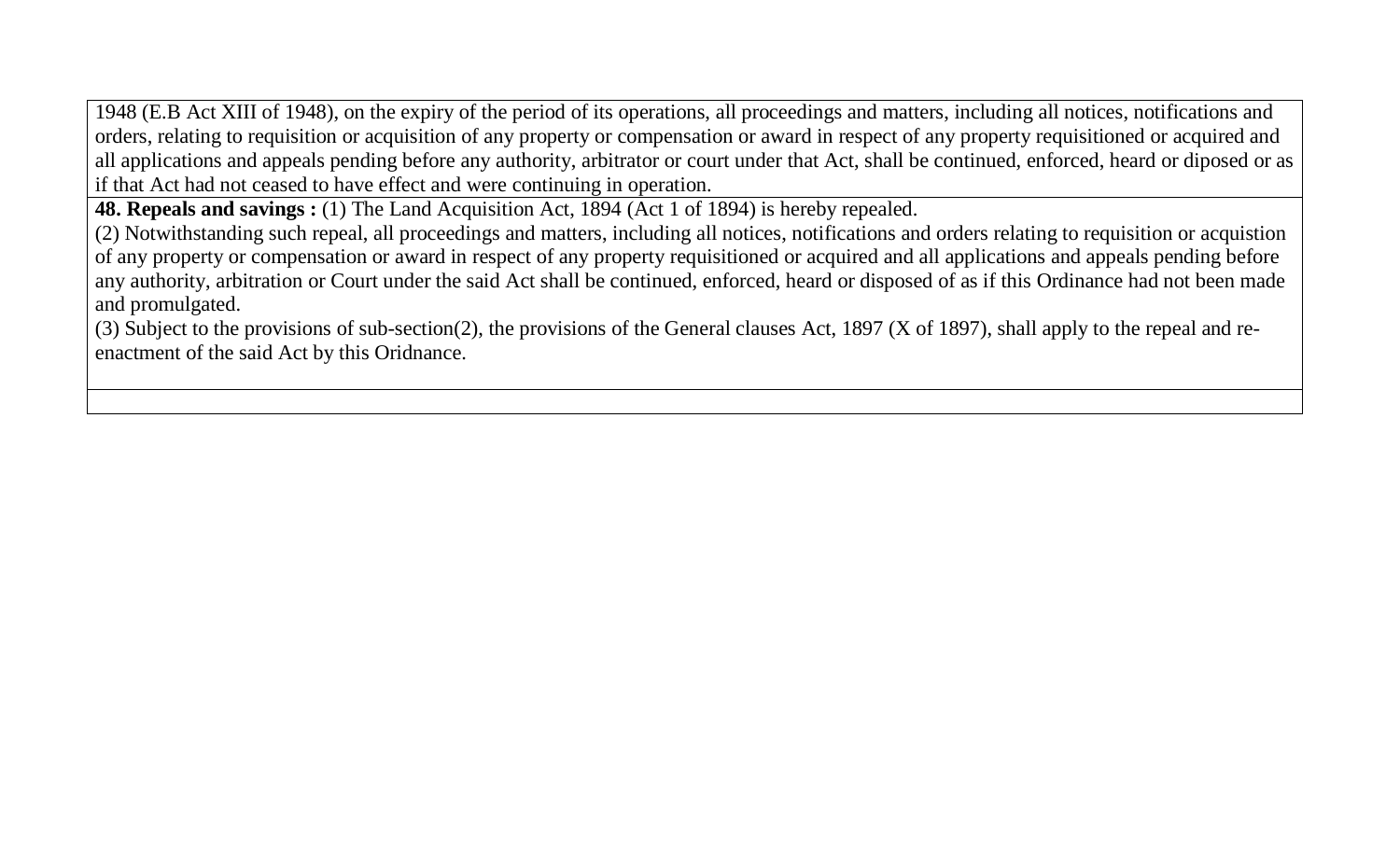1948 (E.B Act XIII of 1948), on the expiry of the period of its operations, all proceedings and matters, including all notices, notifications and orders, relating to requisition or acquisition of any property or compensation or award in respect of any property requisitioned or acquired and all applications and appeals pending before any authority, arbitrator or court under that Act, shall be continued, enforced, heard or diposed or as if that Act had not ceased to have effect and were continuing in operation.

**48. Repeals and savings :** (1) The Land Acquisition Act, 1894 (Act 1 of 1894) is hereby repealed.

(2) Notwithstanding such repeal, all proceedings and matters, including all notices, notifications and orders relating to requisition or acquistion of any property or compensation or award in respect of any property requisitioned or acquired and all applications and appeals pending before any authority, arbitration or Court under the said Act shall be continued, enforced, heard or disposed of as if this Ordinance had not been made and promulgated.

(3) Subject to the provisions of sub-section(2), the provisions of the General clauses Act, 1897 (X of 1897), shall apply to the repeal and re-enactment of the said Act by this Oridnance.